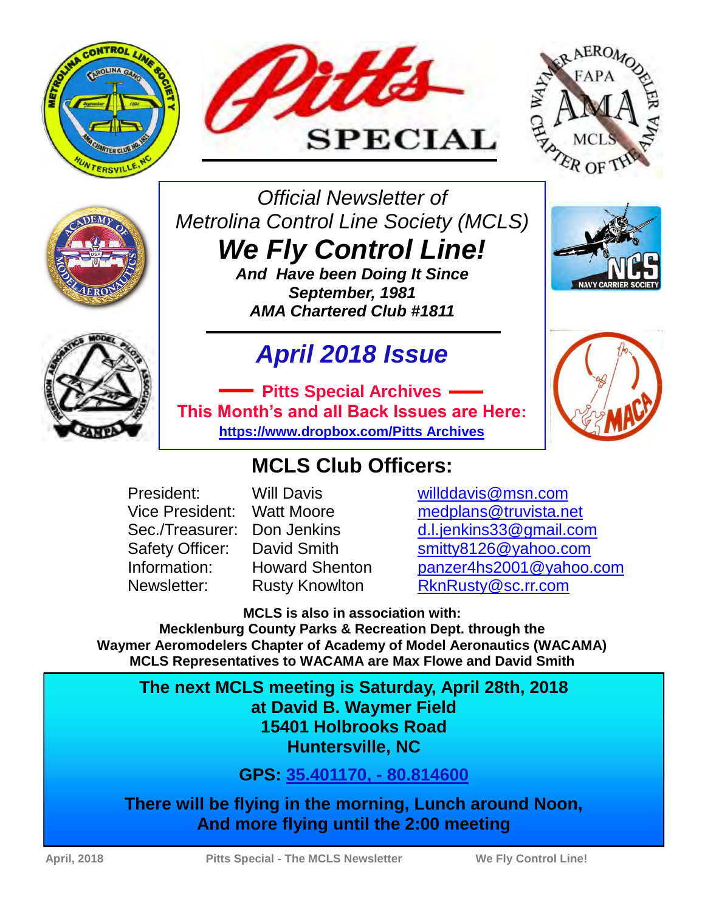# Pitts SPECIAL

*Official Newsletter of*
*Metrolina Control Line Society (MCLS)*

## *We Fly Control Line!*

***And Have been Doing It Since September, 1981***
***AMA Chartered Club #1811***

## *April 2018 Issue*

**Pitts Special Archives**
**This Month's and all Back Issues are Here:**
**https://www.dropbox.com/Pitts Archives**

## MCLS Club Officers:

| | | |
|---|---|---|
| President: | Will Davis | willddavis@msn.com |
| Vice President: | Watt Moore | medplans@truvista.net |
| Sec./Treasurer: | Don Jenkins | d.l.jenkins33@gmail.com |
| Safety Officer: | David Smith | smitty8126@yahoo.com |
| Information: | Howard Shenton | panzer4hs2001@yahoo.com |
| Newsletter: | Rusty Knowlton | RknRusty@sc.rr.com |

**MCLS is also in association with:**
**Mecklenburg County Parks & Recreation Dept. through the**
**Waymer Aeromodelers Chapter of Academy of Model Aeronautics (WACAMA)**
**MCLS Representatives to WACAMA are Max Flowe and David Smith**

**The next MCLS meeting is Saturday, April 28th, 2018**
**at David B. Waymer Field**
**15401 Holbrooks Road**
**Huntersville, NC**

**GPS: 35.401170, - 80.814600**

**There will be flying in the morning, Lunch around Noon,**
**And more flying until the 2:00 meeting**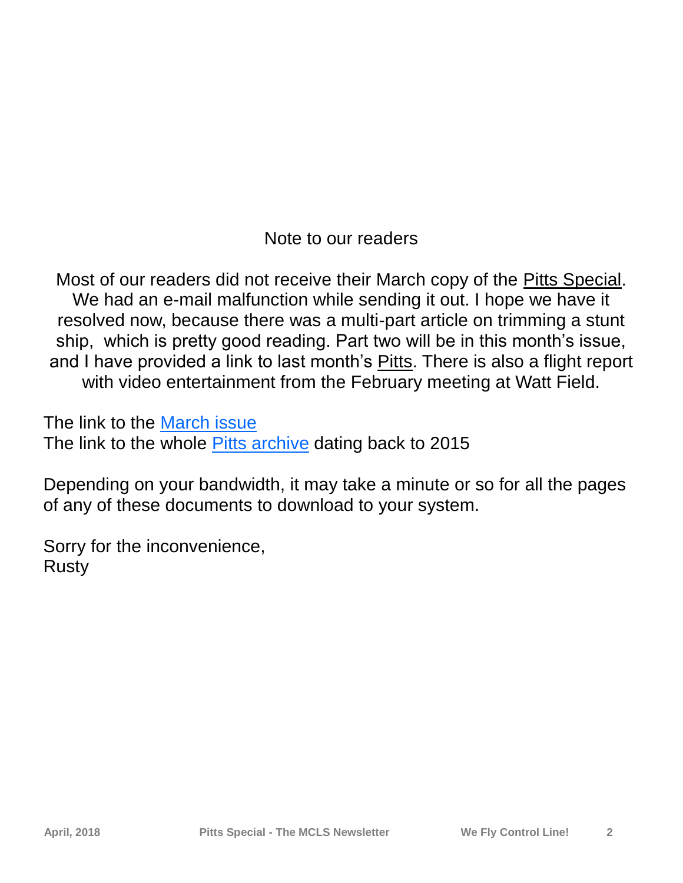## Note to our readers

Most of our readers did not receive their March copy of the Pitts Special. We had an e-mail malfunction while sending it out. I hope we have it resolved now, because there was a multi-part article on trimming a stunt ship, which is pretty good reading. Part two will be in this month's issue, and I have provided a link to last month's Pitts. There is also a flight report with video entertainment from the February meeting at Watt Field.

The link to the March issue
The link to the whole Pitts archive dating back to 2015

Depending on your bandwidth, it may take a minute or so for all the pages of any of these documents to download to your system.

Sorry for the inconvenience,
Rusty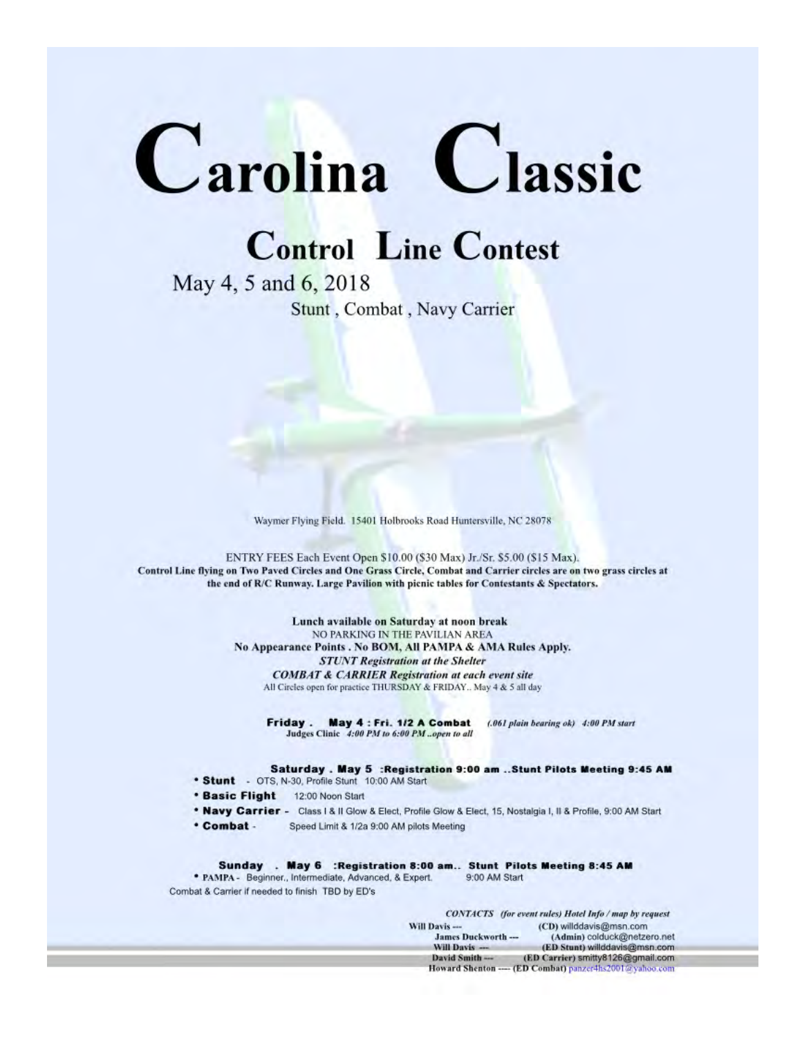# Carolina Classic

## Control Line Contest

May 4, 5 and 6, 2018

Stunt , Combat , Navy Carrier

Waymer Flying Field. 15401 Holbrooks Road Huntersville, NC 28078

ENTRY FEES Each Event Open $10.00 ($30 Max) Jr./Sr. $5.00 ($15 Max).

**Control Line flying on Two Paved Circles and One Grass Circle, Combat and Carrier circles are on two grass circles at the end of R/C Runway. Large Pavilion with picnic tables for Contestants & Spectators.**

**Lunch available on Saturday at noon break**

NO PARKING IN THE PAVILIAN AREA

**No Appearance Points . No BOM, All PAMPA & AMA Rules Apply.**

***STUNT Registration at the Shelter***

***COMBAT & CARRIER Registration at each event site***

All Circles open for practice THURSDAY & FRIDAY.. May 4 & 5 all day

**Friday . May 4 : Fri. 1/2 A Combat** *(.061 plain bearing ok) 4:00 PM start*

**Judges Clinic** *4:00 PM to 6:00 PM ..open to all*

**Saturday . May 5 :Registration 9:00 am ..Stunt Pilots Meeting 9:45 AM**

- **Stunt** - OTS, N-30, Profile Stunt 10:00 AM Start
- **Basic Flight** 12:00 Noon Start
- **Navy Carrier** - Class I & II Glow & Elect, Profile Glow & Elect, 15, Nostalgia I, II & Profile, 9:00 AM Start
- **Combat** - Speed Limit & 1/2a 9:00 AM pilots Meeting

**Sunday . May 6 :Registration 8:00 am.. Stunt Pilots Meeting 8:45 AM**

- PAMPA - Beginner., Intermediate, Advanced, & Expert. 9:00 AM Start

Combat & Carrier if needed to finish TBD by ED's

***CONTACTS (for event rules) Hotel Info / map by request***

**Will Davis ---** **(CD)** willddavis@msn.com
**James Duckworth ---** **(Admin)** colduck@netzero.net
**Will Davis ---** **(ED Stunt)** willddavis@msn.com
**David Smith ---** **(ED Carrier)** smitty8126@gmail.com
**Howard Shenton ---- (ED Combat)** panzer4hs2001@yahoo.com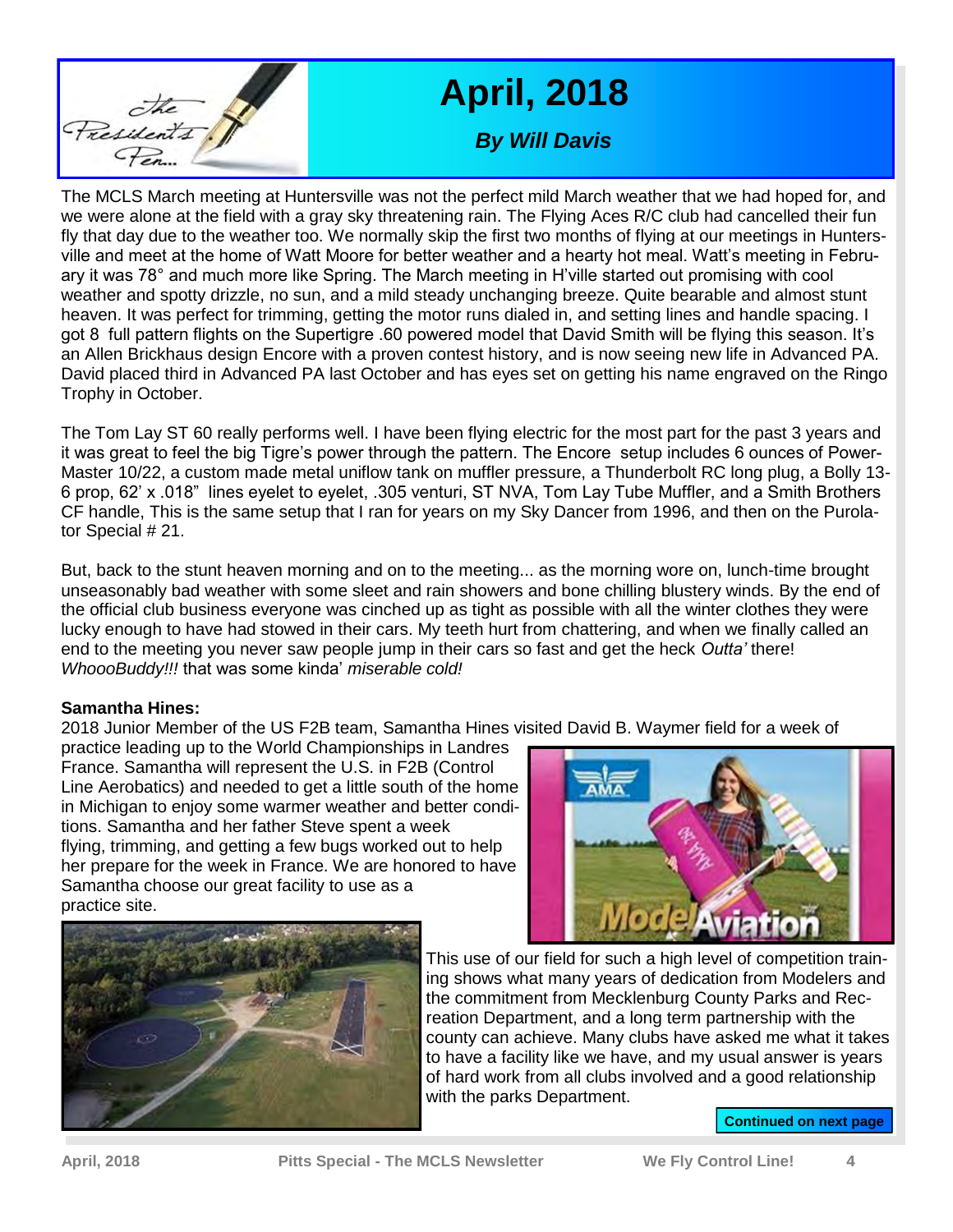# April, 2018

***By Will Davis***

The MCLS March meeting at Huntersville was not the perfect mild March weather that we had hoped for, and we were alone at the field with a gray sky threatening rain. The Flying Aces R/C club had cancelled their fun fly that day due to the weather too. We normally skip the first two months of flying at our meetings in Huntersville and meet at the home of Watt Moore for better weather and a hearty hot meal. Watt's meeting in February it was 78° and much more like Spring. The March meeting in H'ville started out promising with cool weather and spotty drizzle, no sun, and a mild steady unchanging breeze. Quite bearable and almost stunt heaven. It was perfect for trimming, getting the motor runs dialed in, and setting lines and handle spacing. I got 8 full pattern flights on the Supertigre .60 powered model that David Smith will be flying this season. It's an Allen Brickhaus design Encore with a proven contest history, and is now seeing new life in Advanced PA. David placed third in Advanced PA last October and has eyes set on getting his name engraved on the Ringo Trophy in October.

The Tom Lay ST 60 really performs well. I have been flying electric for the most part for the past 3 years and it was great to feel the big Tigre's power through the pattern. The Encore setup includes 6 ounces of Power-Master 10/22, a custom made metal uniflow tank on muffler pressure, a Thunderbolt RC long plug, a Bolly 13-6 prop, 62' x .018" lines eyelet to eyelet, .305 venturi, ST NVA, Tom Lay Tube Muffler, and a Smith Brothers CF handle, This is the same setup that I ran for years on my Sky Dancer from 1996, and then on the Purolator Special # 21.

But, back to the stunt heaven morning and on to the meeting... as the morning wore on, lunch-time brought unseasonably bad weather with some sleet and rain showers and bone chilling blustery winds. By the end of the official club business everyone was cinched up as tight as possible with all the winter clothes they were lucky enough to have had stowed in their cars. My teeth hurt from chattering, and when we finally called an end to the meeting you never saw people jump in their cars so fast and get the heck *Outta'* there! *WhoooBuddy!!!* that was some kinda' *miserable cold!*

**Samantha Hines:**

2018 Junior Member of the US F2B team, Samantha Hines visited David B. Waymer field for a week of practice leading up to the World Championships in Landres France. Samantha will represent the U.S. in F2B (Control Line Aerobatics) and needed to get a little south of the home in Michigan to enjoy some warmer weather and better conditions. Samantha and her father Steve spent a week flying, trimming, and getting a few bugs worked out to help her prepare for the week in France. We are honored to have Samantha choose our great facility to use as a practice site.

This use of our field for such a high level of competition training shows what many years of dedication from Modelers and the commitment from Mecklenburg County Parks and Recreation Department, and a long term partnership with the county can achieve. Many clubs have asked me what it takes to have a facility like we have, and my usual answer is years of hard work from all clubs involved and a good relationship with the parks Department.

**Continued on next page**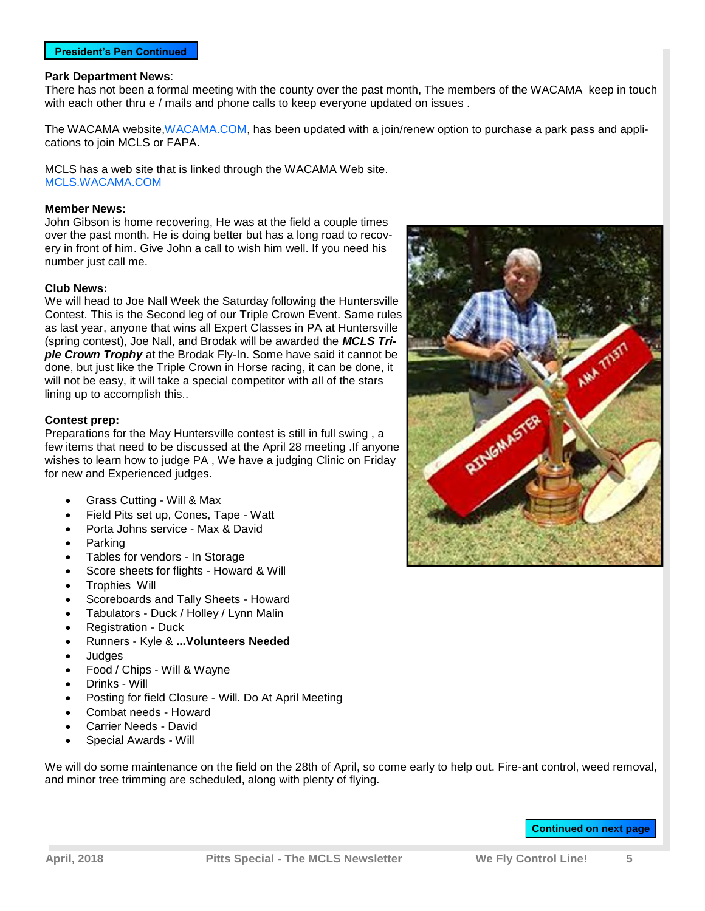**President's Pen Continued**

**Park Department News**:
There has not been a formal meeting with the county over the past month, The members of the WACAMA keep in touch with each other thru e / mails and phone calls to keep everyone updated on issues .

The WACAMA website,WACAMA.COM, has been updated with a join/renew option to purchase a park pass and applications to join MCLS or FAPA.

MCLS has a web site that is linked through the WACAMA Web site.
MCLS.WACAMA.COM

**Member News:**
John Gibson is home recovering, He was at the field a couple times over the past month. He is doing better but has a long road to recovery in front of him. Give John a call to wish him well. If you need his number just call me.

**Club News:**
We will head to Joe Nall Week the Saturday following the Huntersville Contest. This is the Second leg of our Triple Crown Event. Same rules as last year, anyone that wins all Expert Classes in PA at Huntersville (spring contest), Joe Nall, and Brodak will be awarded the ***MCLS Triple Crown Trophy*** at the Brodak Fly-In. Some have said it cannot be done, but just like the Triple Crown in Horse racing, it can be done, it will not be easy, it will take a special competitor with all of the stars lining up to accomplish this..

**Contest prep:**
Preparations for the May Huntersville contest is still in full swing , a few items that need to be discussed at the April 28 meeting .If anyone wishes to learn how to judge PA , We have a judging Clinic on Friday for new and Experienced judges.

- Grass Cutting - Will & Max
- Field Pits set up, Cones, Tape - Watt
- Porta Johns service - Max & David
- Parking
- Tables for vendors - In Storage
- Score sheets for flights - Howard & Will
- Trophies  Will
- Scoreboards and Tally Sheets - Howard
- Tabulators - Duck / Holley / Lynn Malin
- Registration - Duck
- Runners - Kyle & **...Volunteers Needed**
- Judges
- Food / Chips - Will & Wayne
- Drinks - Will
- Posting for field Closure - Will. Do At April Meeting
- Combat needs - Howard
- Carrier Needs - David
- Special Awards - Will

We will do some maintenance on the field on the 28th of April, so come early to help out. Fire-ant control, weed removal, and minor tree trimming are scheduled, along with plenty of flying.

**Continued on next page**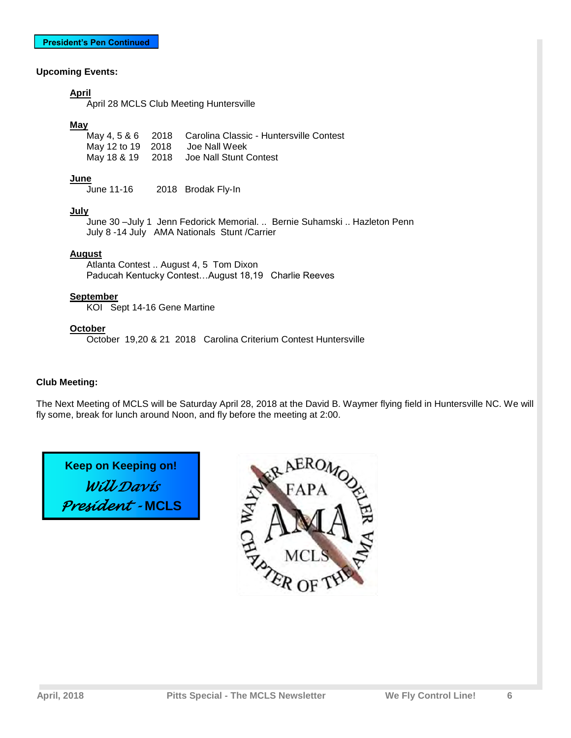**President's Pen Continued**

**Upcoming Events:**

**April**

April 28 MCLS Club Meeting Huntersville

**May**

May 4, 5 & 6 2018 Carolina Classic - Huntersville Contest
May 12 to 19 2018 Joe Nall Week
May 18 & 19 2018 Joe Nall Stunt Contest

**June**

June 11-16 2018 Brodak Fly-In

**July**

June 30 –July 1 Jenn Fedorick Memorial. .. Bernie Suhamski .. Hazleton Penn
July 8 -14 July AMA Nationals Stunt /Carrier

**August**

Atlanta Contest .. August 4, 5 Tom Dixon
Paducah Kentucky Contest…August 18,19 Charlie Reeves

**September**

KOI Sept 14-16 Gene Martine

**October**

October 19,20 & 21 2018 Carolina Criterium Contest Huntersville

**Club Meeting:**

The Next Meeting of MCLS will be Saturday April 28, 2018 at the David B. Waymer flying field in Huntersville NC. We will fly some, break for lunch around Noon, and fly before the meeting at 2:00.

**Keep on Keeping on!**

*Will Davis*

*President* - **MCLS**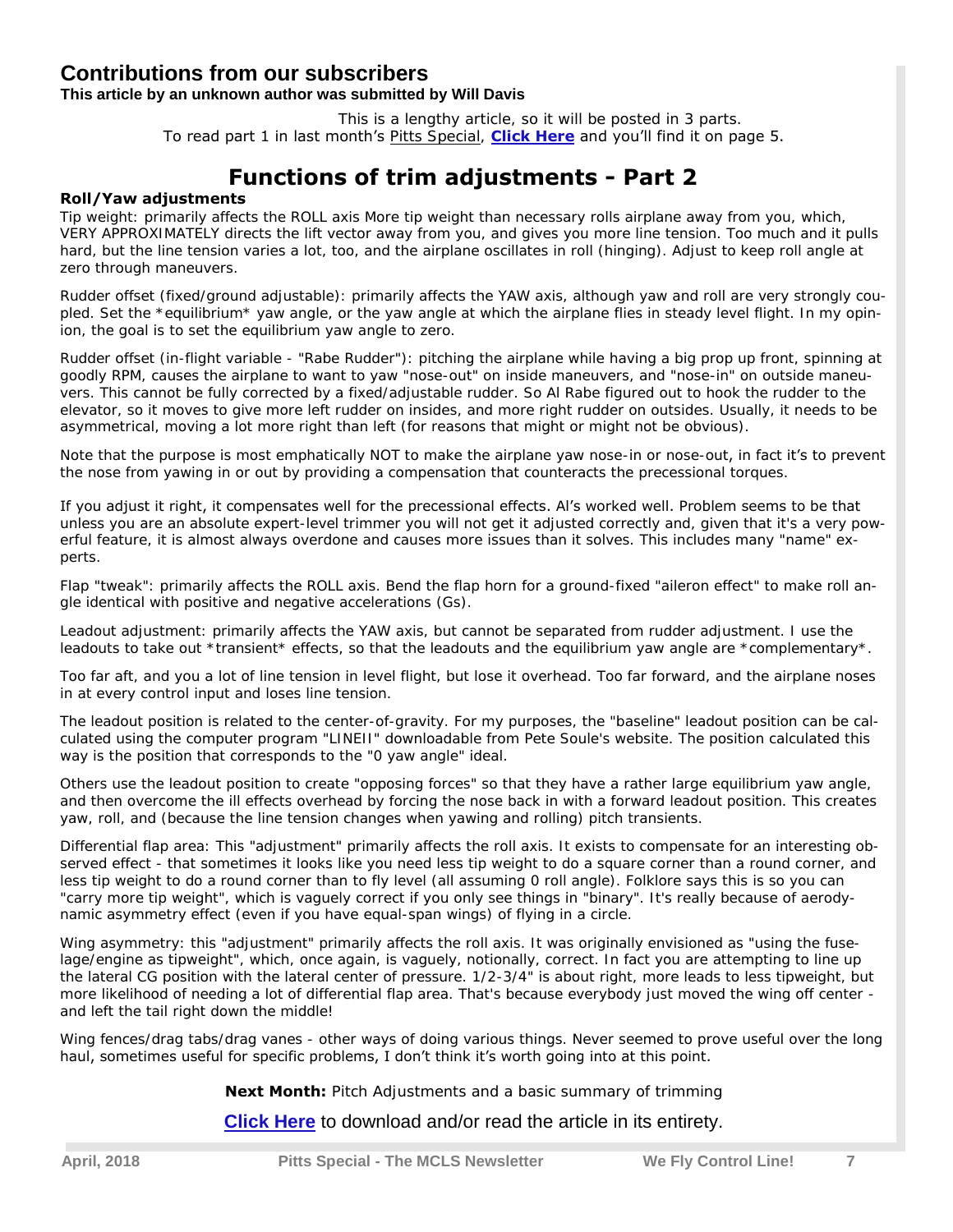## Contributions from our subscribers

**This article by an unknown author was submitted by Will Davis**

This is a lengthy article, so it will be posted in 3 parts.
To read part 1 in last month's Pitts Special, **Click Here** and you'll find it on page 5.

# Functions of trim adjustments - Part 2

**Roll/Yaw adjustments**

Tip weight: primarily affects the ROLL axis More tip weight than necessary rolls airplane away from you, which, VERY APPROXIMATELY directs the lift vector away from you, and gives you more line tension. Too much and it pulls hard, but the line tension varies a lot, too, and the airplane oscillates in roll (hinging). Adjust to keep roll angle at zero through maneuvers.

Rudder offset (fixed/ground adjustable): primarily affects the YAW axis, although yaw and roll are very strongly coupled. Set the *equilibrium* yaw angle, or the yaw angle at which the airplane flies in steady level flight. In my opinion, the goal is to set the equilibrium yaw angle to zero.

Rudder offset (in-flight variable - "Rabe Rudder"): pitching the airplane while having a big prop up front, spinning at goodly RPM, causes the airplane to want to yaw "nose-out" on inside maneuvers, and "nose-in" on outside maneuvers. This cannot be fully corrected by a fixed/adjustable rudder. So Al Rabe figured out to hook the rudder to the elevator, so it moves to give more left rudder on insides, and more right rudder on outsides. Usually, it needs to be asymmetrical, moving a lot more right than left (for reasons that might or might not be obvious).

Note that the purpose is most emphatically NOT to make the airplane yaw nose-in or nose-out, in fact it's to prevent the nose from yawing in or out by providing a compensation that counteracts the precessional torques.

If you adjust it right, it compensates well for the precessional effects. Al's worked well. Problem seems to be that unless you are an absolute expert-level trimmer you will not get it adjusted correctly and, given that it's a very powerful feature, it is almost always overdone and causes more issues than it solves. This includes many "name" experts.

Flap "tweak": primarily affects the ROLL axis. Bend the flap horn for a ground-fixed "aileron effect" to make roll angle identical with positive and negative accelerations (Gs).

Leadout adjustment: primarily affects the YAW axis, but cannot be separated from rudder adjustment. I use the leadouts to take out *transient* effects, so that the leadouts and the equilibrium yaw angle are *complementary*.

Too far aft, and you a lot of line tension in level flight, but lose it overhead. Too far forward, and the airplane noses in at every control input and loses line tension.

The leadout position is related to the center-of-gravity. For my purposes, the "baseline" leadout position can be calculated using the computer program "LINEII" downloadable from Pete Soule's website. The position calculated this way is the position that corresponds to the "0 yaw angle" ideal.

Others use the leadout position to create "opposing forces" so that they have a rather large equilibrium yaw angle, and then overcome the ill effects overhead by forcing the nose back in with a forward leadout position. This creates yaw, roll, and (because the line tension changes when yawing and rolling) pitch transients.

Differential flap area: This "adjustment" primarily affects the roll axis. It exists to compensate for an interesting observed effect - that sometimes it looks like you need less tip weight to do a square corner than a round corner, and less tip weight to do a round corner than to fly level (all assuming 0 roll angle). Folklore says this is so you can "carry more tip weight", which is vaguely correct if you only see things in "binary". It's really because of aerodynamic asymmetry effect (even if you have equal-span wings) of flying in a circle.

Wing asymmetry: this "adjustment" primarily affects the roll axis. It was originally envisioned as "using the fuselage/engine as tipweight", which, once again, is vaguely, notionally, correct. In fact you are attempting to line up the lateral CG position with the lateral center of pressure. 1/2-3/4" is about right, more leads to less tipweight, but more likelihood of needing a lot of differential flap area. That's because everybody just moved the wing off center - and left the tail right down the middle!

Wing fences/drag tabs/drag vanes - other ways of doing various things. Never seemed to prove useful over the long haul, sometimes useful for specific problems, I don't think it's worth going into at this point.

**Next Month:** Pitch Adjustments and a basic summary of trimming

**Click Here** to download and/or read the article in its entirety.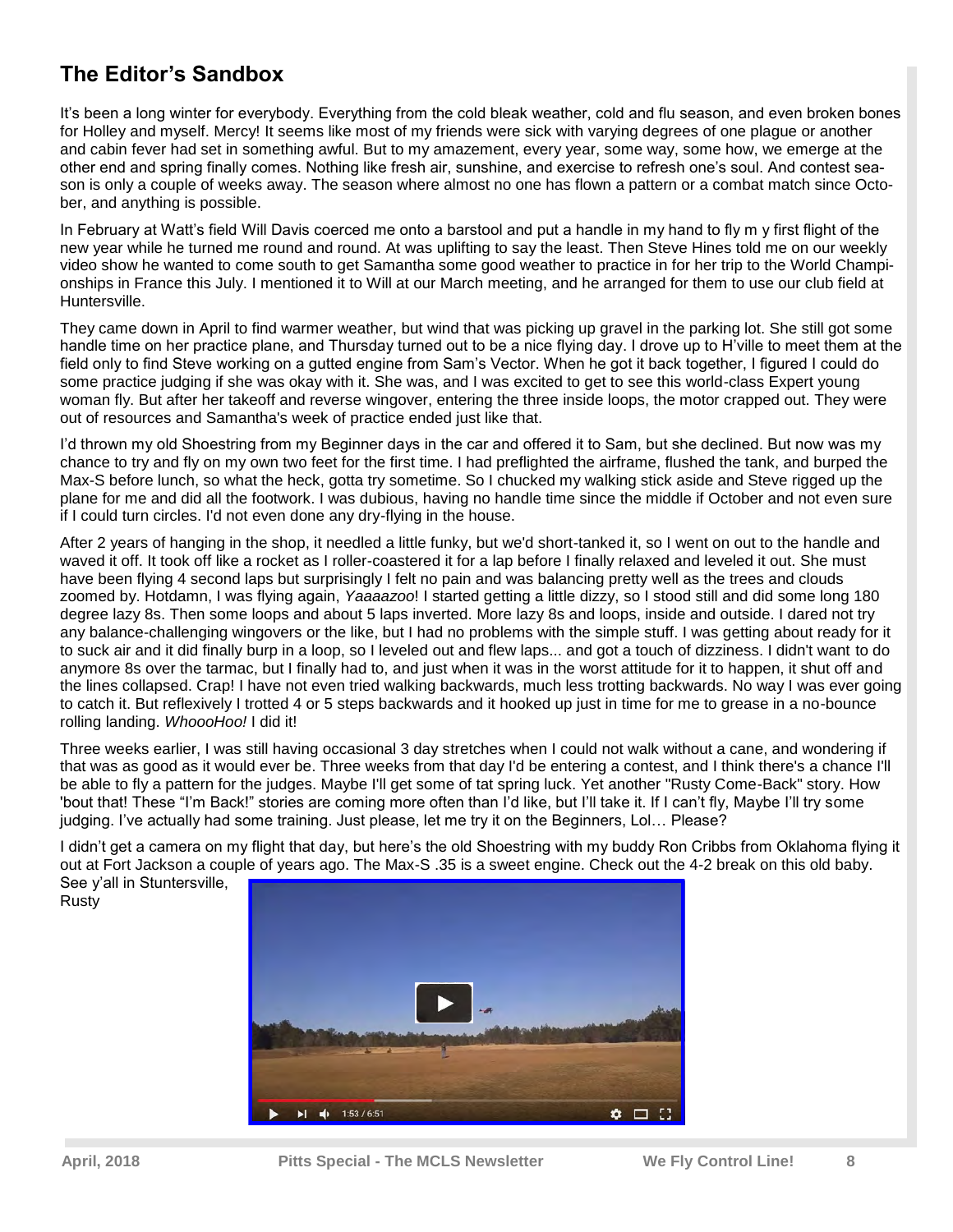## The Editor's Sandbox

It's been a long winter for everybody. Everything from the cold bleak weather, cold and flu season, and even broken bones for Holley and myself. Mercy! It seems like most of my friends were sick with varying degrees of one plague or another and cabin fever had set in something awful. But to my amazement, every year, some way, some how, we emerge at the other end and spring finally comes. Nothing like fresh air, sunshine, and exercise to refresh one's soul. And contest season is only a couple of weeks away. The season where almost no one has flown a pattern or a combat match since October, and anything is possible.

In February at Watt's field Will Davis coerced me onto a barstool and put a handle in my hand to fly m y first flight of the new year while he turned me round and round. At was uplifting to say the least. Then Steve Hines told me on our weekly video show he wanted to come south to get Samantha some good weather to practice in for her trip to the World Championships in France this July. I mentioned it to Will at our March meeting, and he arranged for them to use our club field at Huntersville.

They came down in April to find warmer weather, but wind that was picking up gravel in the parking lot. She still got some handle time on her practice plane, and Thursday turned out to be a nice flying day. I drove up to H'ville to meet them at the field only to find Steve working on a gutted engine from Sam's Vector. When he got it back together, I figured I could do some practice judging if she was okay with it. She was, and I was excited to get to see this world-class Expert young woman fly. But after her takeoff and reverse wingover, entering the three inside loops, the motor crapped out. They were out of resources and Samantha's week of practice ended just like that.

I'd thrown my old Shoestring from my Beginner days in the car and offered it to Sam, but she declined. But now was my chance to try and fly on my own two feet for the first time. I had preflighted the airframe, flushed the tank, and burped the Max-S before lunch, so what the heck, gotta try sometime. So I chucked my walking stick aside and Steve rigged up the plane for me and did all the footwork. I was dubious, having no handle time since the middle if October and not even sure if I could turn circles. I'd not even done any dry-flying in the house.

After 2 years of hanging in the shop, it needled a little funky, but we'd short-tanked it, so I went on out to the handle and waved it off. It took off like a rocket as I roller-coastered it for a lap before I finally relaxed and leveled it out. She must have been flying 4 second laps but surprisingly I felt no pain and was balancing pretty well as the trees and clouds zoomed by. Hotdamn, I was flying again, *Yaaaazoo*! I started getting a little dizzy, so I stood still and did some long 180 degree lazy 8s. Then some loops and about 5 laps inverted. More lazy 8s and loops, inside and outside. I dared not try any balance-challenging wingovers or the like, but I had no problems with the simple stuff. I was getting about ready for it to suck air and it did finally burp in a loop, so I leveled out and flew laps... and got a touch of dizziness. I didn't want to do anymore 8s over the tarmac, but I finally had to, and just when it was in the worst attitude for it to happen, it shut off and the lines collapsed. Crap! I have not even tried walking backwards, much less trotting backwards. No way I was ever going to catch it. But reflexively I trotted 4 or 5 steps backwards and it hooked up just in time for me to grease in a no-bounce rolling landing. *WhoooHoo!* I did it!

Three weeks earlier, I was still having occasional 3 day stretches when I could not walk without a cane, and wondering if that was as good as it would ever be. Three weeks from that day I'd be entering a contest, and I think there's a chance I'll be able to fly a pattern for the judges. Maybe I'll get some of tat spring luck. Yet another "Rusty Come-Back" story. How 'bout that! These "I'm Back!" stories are coming more often than I'd like, but I'll take it. If I can't fly, Maybe I'll try some judging. I've actually had some training. Just please, let me try it on the Beginners, Lol… Please?

I didn't get a camera on my flight that day, but here's the old Shoestring with my buddy Ron Cribbs from Oklahoma flying it out at Fort Jackson a couple of years ago. The Max-S .35 is a sweet engine. Check out the 4-2 break on this old baby.

See y'all in Stuntersville,
Rusty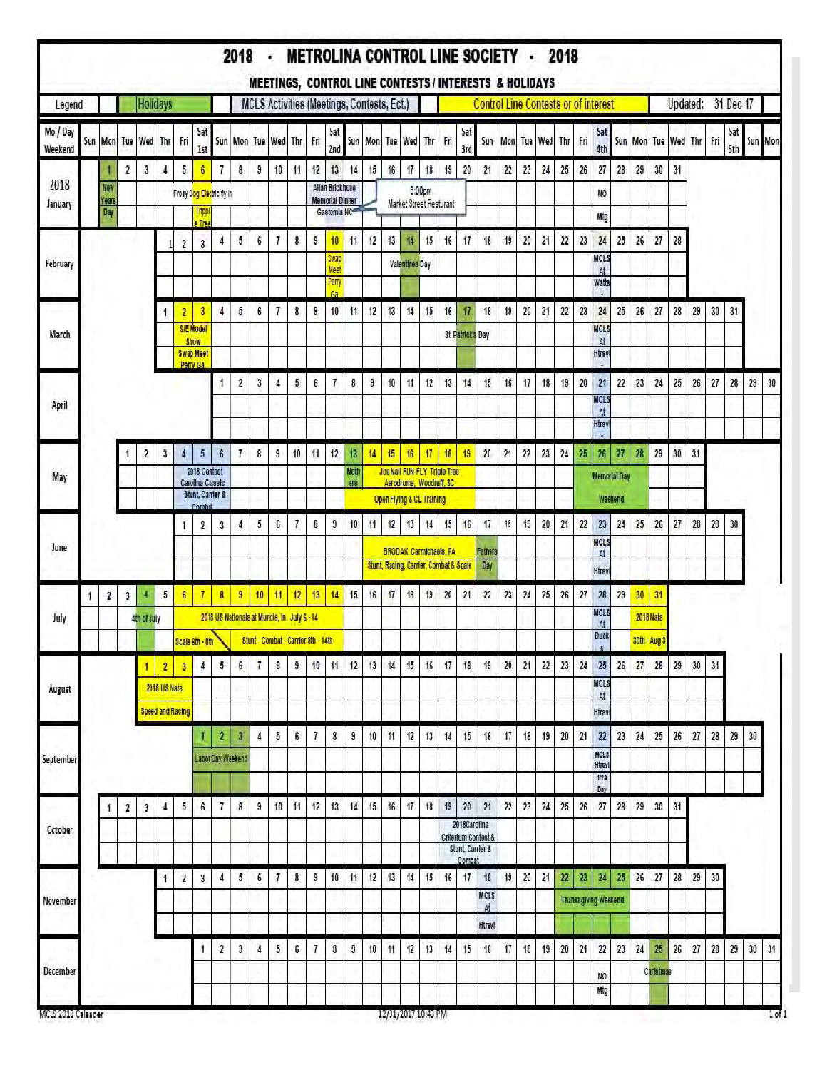# 2018 · METROLINA CONTROL LINE SOCIETY · 2018

## MEETINGS, CONTROL LINE CONTESTS / INTERESTS & HOLIDAYS

| Legend | Holidays | MCLS Activities (Meetings, Contests, Ect.) | Control Line Contests or of interest | Updated: 31-Dec-17 |
|---|---|---|---|---|

| Month | Events |
|---|---|
| January | 1 – New Years Day; 5–6 – Frosy Dog Electric fly in; 6 – Trippl e Tree; 13 – Allan Brickhuse Memorial Dinner Gastonia NC – 6:00pm Market Street Resturant; 27 – NO Mtg |
| February | 10 – Swap Meet Perry Ga; 14 – Valentines Day; 24 – MCLS At Watts |
| March | 2–3 – S/E Model Show Swap Meet Perry Ga; 17 – St. Patrick's Day; 24 – MCLS At Htrevl |
| April | 21 – MCLS At Htrevl |
| May | 4–6 – 2018 Contest Carolina Classic Stunt, Carrier & Combat; 13 – Mothers Day; 14–19 – Joe Nall FUN-FLY Triple Tree Aerodrome, Woodruff, SC – Open Flying & CL Training; 26–28 – Memorial Day Weekend |
| June | 10–16 – BRODAK Carmichaels, PA Stunt, Racing, Carrier, Combat & Scale; 17 – Fathers Day; 23 – MCLS At Htrevl |
| July | 4 – 4th of July; 6–14 – 2018 US Nationals at Muncie, In. July 6 - 14 (Scale 6th - 8th; Stunt - Combat - Carrier 8th - 14th); 28 – MCLS At Duck; 30–31 – 2018 Nats 30th - Aug 3 |
| August | 1–3 – 2018 US Nats. Speed and Racing; 25 – MCLS At Htrevl |
| September | 1–3 – Labor Day Weekend; 22 – MCLS Htrevl 1/2A Day |
| October | 19–21 – 2018 Carolina Criterium Contest & Stunt, Carrier & Combat |
| November | 18 – MCLS At Htrevl; 22–25 – Thanksgiving Weekend |
| December | 22 – NO Mtg; 25 – Christmas |

MCLS 2018 Calander — 12/31/2017 10:43 PM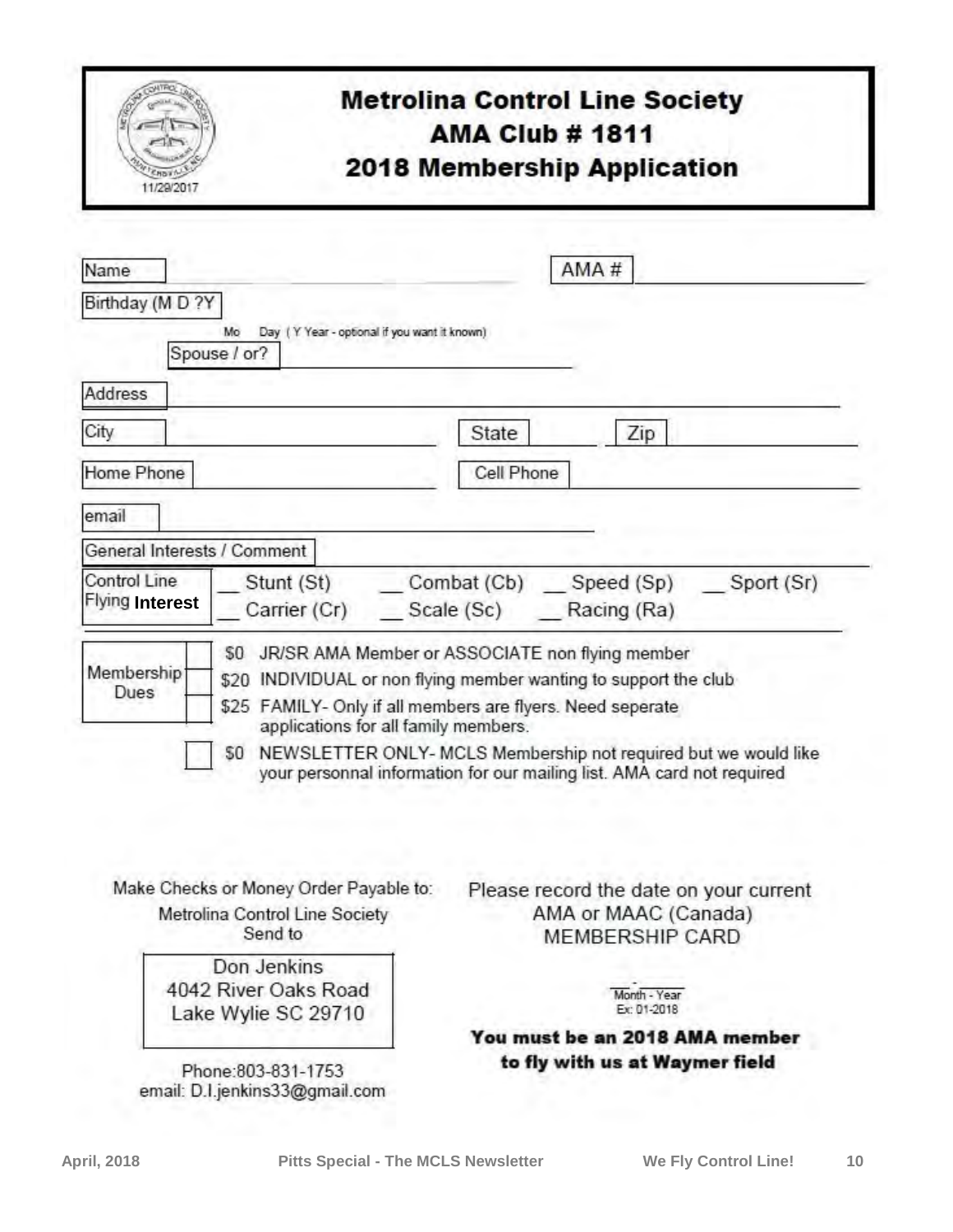# Metrolina Control Line Society
## AMA Club # 1811
## 2018 Membership Application

11/29/2017

Name ______________________________ AMA # ______________________

Birthday (M D ?Y ______
Mo Day ( Y Year - optional if you want it known)

Spouse / or? ______________________________

Address ____________________________________________________________

City ______________________ State __________ Zip ______________

Home Phone ______________________ Cell Phone ______________________

email ______________________________

General Interests / Comment ____________________________________________

| Control Line Flying **Interest** | __ Stunt (St) | __ Combat (Cb) | __ Speed (Sp) | __ Sport (Sr) |
|---|---|---|---|---|
| | __ Carrier (Cr) | __ Scale (Sc) | __ Racing (Ra) | |

**Membership Dues**

- ☐ $0 JR/SR AMA Member or ASSOCIATE non flying member
- ☐ $20 INDIVIDUAL or non flying member wanting to support the club
- ☐ $25 FAMILY- Only if all members are flyers. Need seperate applications for all family members.
- ☐ $0 NEWSLETTER ONLY- MCLS Membership not required but we would like your personnal information for our mailing list. AMA card not required

Make Checks or Money Order Payable to:
Metrolina Control Line Society
Send to

Don Jenkins
4042 River Oaks Road
Lake Wylie SC 29710

Phone:803-831-1753
email: D.I.jenkins33@gmail.com

Please record the date on your current AMA or MAAC (Canada) MEMBERSHIP CARD

____ - ____
Month - Year
Ex: 01-2018

**You must be an 2018 AMA member to fly with us at Waymer field**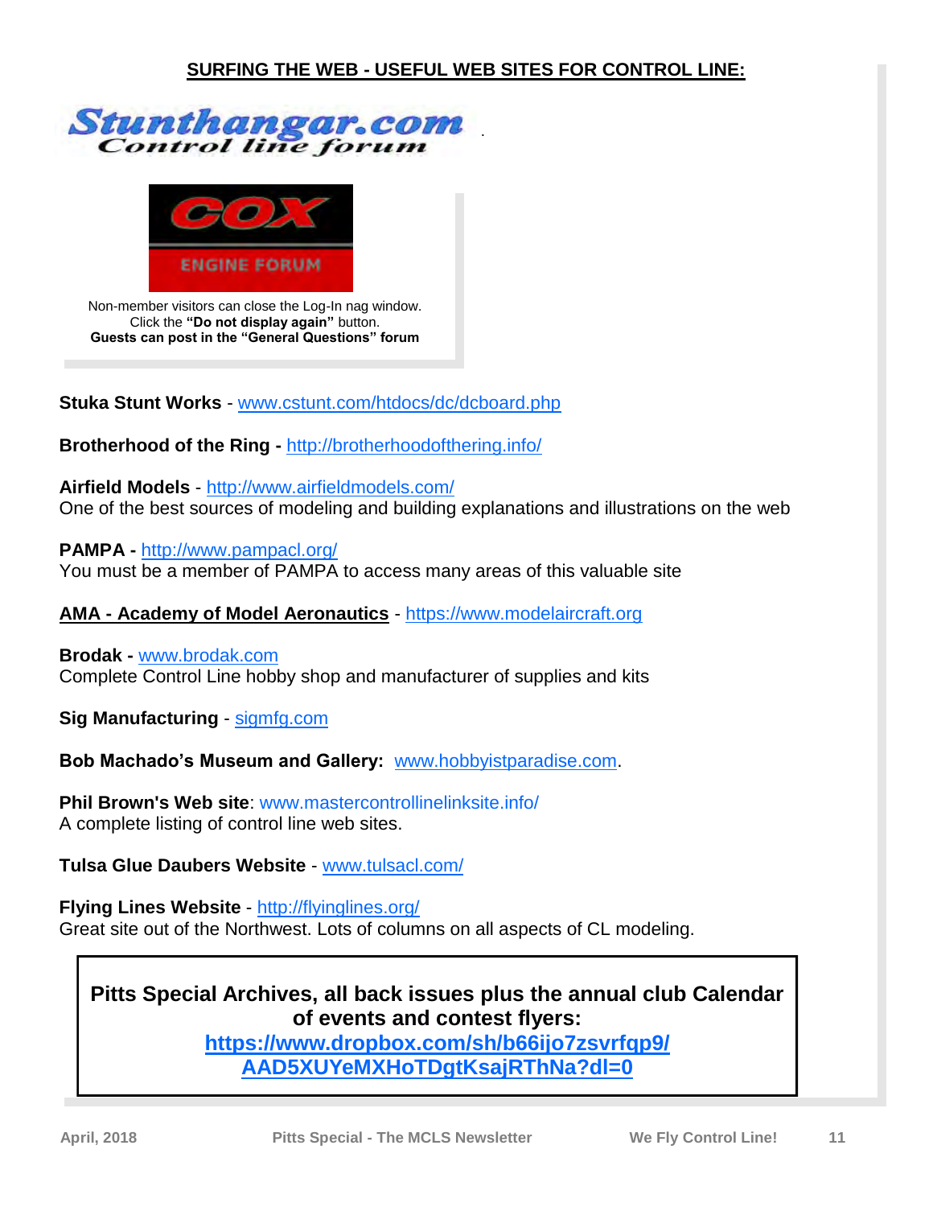## SURFING THE WEB - USEFUL WEB SITES FOR CONTROL LINE:

Stunthangar.com
Control line forum

COX
ENGINE FORUM

Non-member visitors can close the Log-In nag window.
Click the **"Do not display again"** button.
**Guests can post in the "General Questions" forum**

**Stuka Stunt Works** - www.cstunt.com/htdocs/dc/dcboard.php

**Brotherhood of the Ring -** http://brotherhoodofthering.info/

**Airfield Models** - http://www.airfieldmodels.com/
One of the best sources of modeling and building explanations and illustrations on the web

**PAMPA -** http://www.pampacl.org/
You must be a member of PAMPA to access many areas of this valuable site

**AMA - Academy of Model Aeronautics** - https://www.modelaircraft.org

**Brodak -** www.brodak.com
Complete Control Line hobby shop and manufacturer of supplies and kits

**Sig Manufacturing** - sigmfg.com

**Bob Machado's Museum and Gallery:** www.hobbyistparadise.com.

**Phil Brown's Web site**: www.mastercontrollinelinksite.info/
A complete listing of control line web sites.

**Tulsa Glue Daubers Website** - www.tulsacl.com/

**Flying Lines Website** - http://flyinglines.org/
Great site out of the Northwest. Lots of columns on all aspects of CL modeling.

**Pitts Special Archives, all back issues plus the annual club Calendar of events and contest flyers:**
**https://www.dropbox.com/sh/b66ijo7zsvrfqp9/AAD5XUYeMXHoTDgtKsajRThNa?dl=0**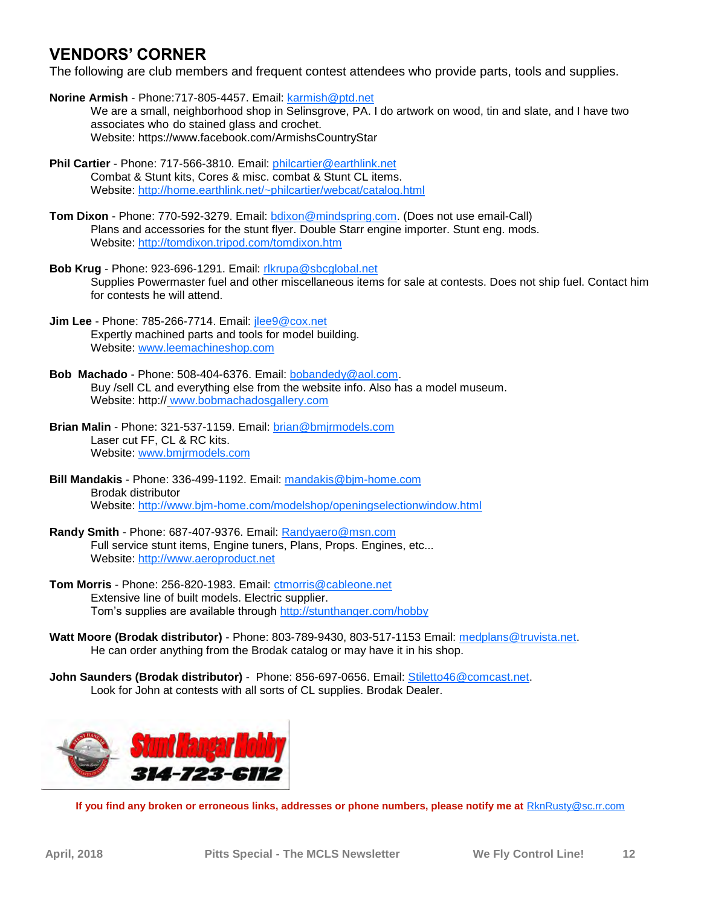## VENDORS' CORNER

The following are club members and frequent contest attendees who provide parts, tools and supplies.

**Norine Armish** - Phone:717-805-4457. Email: karmish@ptd.net
We are a small, neighborhood shop in Selinsgrove, PA. I do artwork on wood, tin and slate, and I have two associates who do stained glass and crochet.
Website: https://www.facebook.com/ArmishsCountryStar

**Phil Cartier** - Phone: 717-566-3810. Email: philcartier@earthlink.net
Combat & Stunt kits, Cores & misc. combat & Stunt CL items.
Website: http://home.earthlink.net/~philcartier/webcat/catalog.html

**Tom Dixon** - Phone: 770-592-3279. Email: bdixon@mindspring.com. (Does not use email-Call)
Plans and accessories for the stunt flyer. Double Starr engine importer. Stunt eng. mods.
Website: http://tomdixon.tripod.com/tomdixon.htm

**Bob Krug** - Phone: 923-696-1291. Email: rlkrupa@sbcglobal.net
Supplies Powermaster fuel and other miscellaneous items for sale at contests. Does not ship fuel. Contact him for contests he will attend.

**Jim Lee** - Phone: 785-266-7714. Email: jlee9@cox.net
Expertly machined parts and tools for model building.
Website: www.leemachineshop.com

**Bob Machado** - Phone: 508-404-6376. Email: bobandedy@aol.com.
Buy /sell CL and everything else from the website info. Also has a model museum.
Website: http:// www.bobmachadosgallery.com

**Brian Malin** - Phone: 321-537-1159. Email: brian@bmjrmodels.com
Laser cut FF, CL & RC kits.
Website: www.bmjrmodels.com

**Bill Mandakis** - Phone: 336-499-1192. Email: mandakis@bjm-home.com
Brodak distributor
Website: http://www.bjm-home.com/modelshop/openingselectionwindow.html

**Randy Smith** - Phone: 687-407-9376. Email: Randyaero@msn.com
Full service stunt items, Engine tuners, Plans, Props. Engines, etc...
Website: http://www.aeroproduct.net

**Tom Morris** - Phone: 256-820-1983. Email: ctmorris@cableone.net
Extensive line of built models. Electric supplier.
Tom's supplies are available through http://stunthanger.com/hobby

**Watt Moore (Brodak distributor)** - Phone: 803-789-9430, 803-517-1153 Email: medplans@truvista.net.
He can order anything from the Brodak catalog or may have it in his shop.

**John Saunders (Brodak distributor)** - Phone: 856-697-0656. Email: Stiletto46@comcast.net.
Look for John at contests with all sorts of CL supplies. Brodak Dealer.

Stunt Hangar Hobby
314-723-6112

**If you find any broken or erroneous links, addresses or phone numbers, please notify me at** RknRusty@sc.rr.com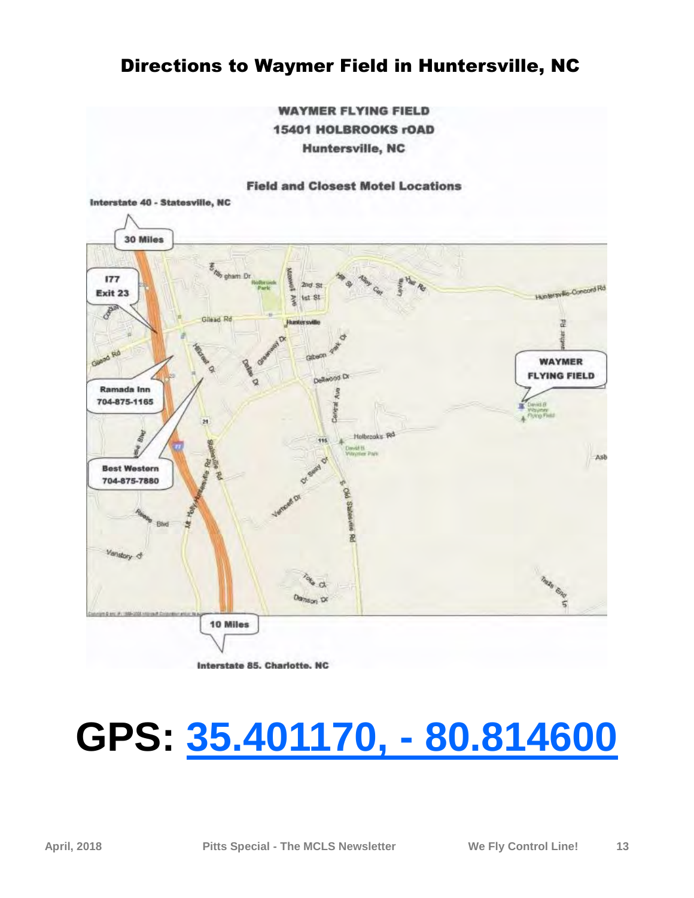# Directions to Waymer Field in Huntersville, NC

**WAYMER FLYING FIELD**
**15401 HOLBROOKS rOAD**
**Huntersville, NC**

**Field and Closest Motel Locations**

**Interstate 40 - Statesville, NC**

**30 Miles**

**I77 Exit 23**

**Ramada Inn 704-875-1165**

**Best Western 704-875-7880**

**WAYMER FLYING FIELD**

**10 Miles**

**Interstate 85. Charlotte. NC**

# GPS: 35.401170, - 80.814600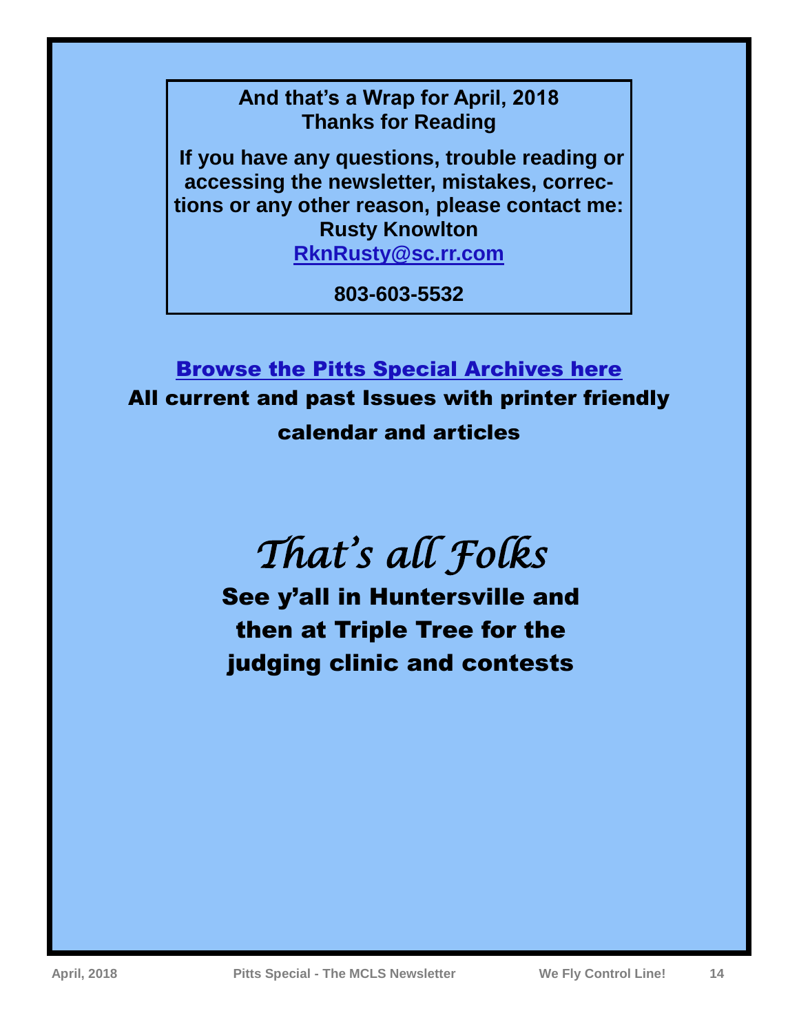**And that's a Wrap for April, 2018**
**Thanks for Reading**

**If you have any questions, trouble reading or accessing the newsletter, mistakes, corrections or any other reason, please contact me:**
**Rusty Knowlton**
**[RknRusty@sc.rr.com](mailto:RknRusty@sc.rr.com)**

**803-603-5532**

**Browse the Pitts Special Archives here**

**All current and past Issues with printer friendly calendar and articles**

# *That's all Folks*

**See y'all in Huntersville and then at Triple Tree for the judging clinic and contests**